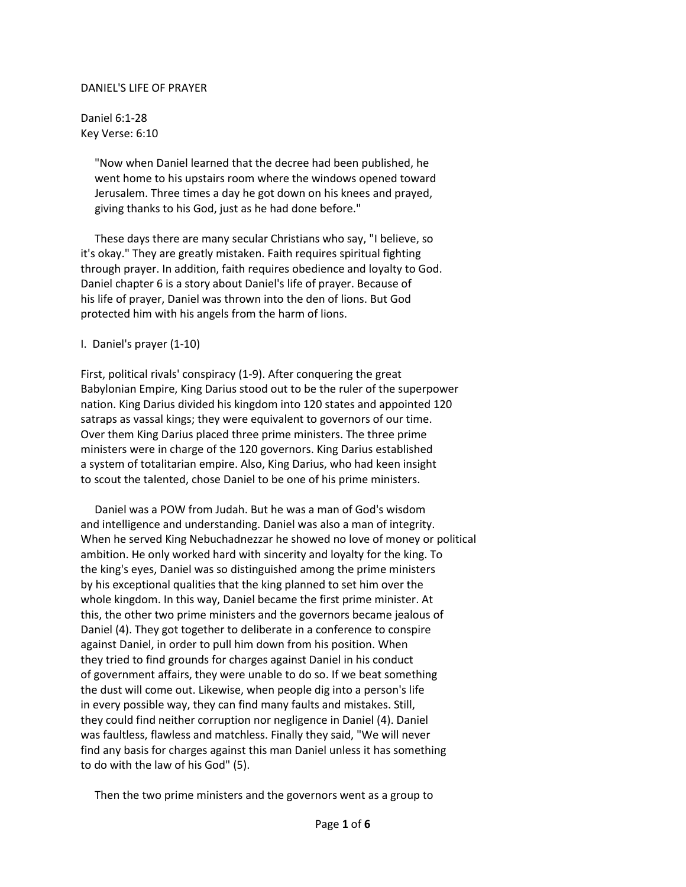# DANIEL'S LIFE OF PRAYER

Daniel 6:1-28
Key Verse: 6:10

> "Now when Daniel learned that the decree had been published, he went home to his upstairs room where the windows opened toward Jerusalem. Three times a day he got down on his knees and prayed, giving thanks to his God, just as he had done before."

These days there are many secular Christians who say, "I believe, so it's okay." They are greatly mistaken. Faith requires spiritual fighting through prayer. In addition, faith requires obedience and loyalty to God. Daniel chapter 6 is a story about Daniel's life of prayer. Because of his life of prayer, Daniel was thrown into the den of lions. But God protected him with his angels from the harm of lions.

## I. Daniel's prayer (1-10)

First, political rivals' conspiracy (1-9). After conquering the great Babylonian Empire, King Darius stood out to be the ruler of the superpower nation. King Darius divided his kingdom into 120 states and appointed 120 satraps as vassal kings; they were equivalent to governors of our time. Over them King Darius placed three prime ministers. The three prime ministers were in charge of the 120 governors. King Darius established a system of totalitarian empire. Also, King Darius, who had keen insight to scout the talented, chose Daniel to be one of his prime ministers.

Daniel was a POW from Judah. But he was a man of God's wisdom and intelligence and understanding. Daniel was also a man of integrity. When he served King Nebuchadnezzar he showed no love of money or political ambition. He only worked hard with sincerity and loyalty for the king. To the king's eyes, Daniel was so distinguished among the prime ministers by his exceptional qualities that the king planned to set him over the whole kingdom. In this way, Daniel became the first prime minister. At this, the other two prime ministers and the governors became jealous of Daniel (4). They got together to deliberate in a conference to conspire against Daniel, in order to pull him down from his position. When they tried to find grounds for charges against Daniel in his conduct of government affairs, they were unable to do so. If we beat something the dust will come out. Likewise, when people dig into a person's life in every possible way, they can find many faults and mistakes. Still, they could find neither corruption nor negligence in Daniel (4). Daniel was faultless, flawless and matchless. Finally they said, "We will never find any basis for charges against this man Daniel unless it has something to do with the law of his God" (5).

Then the two prime ministers and the governors went as a group to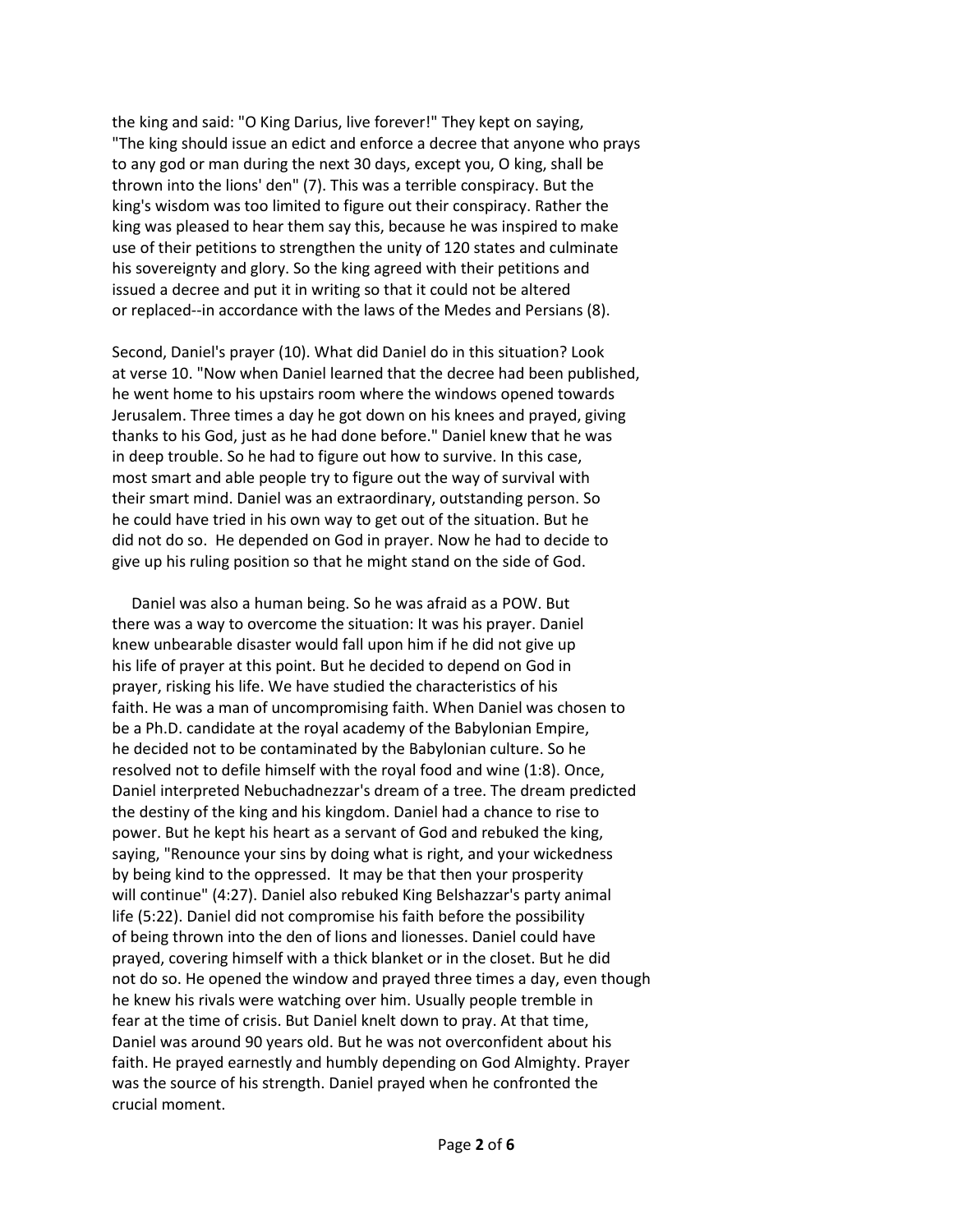the king and said: "O King Darius, live forever!" They kept on saying, "The king should issue an edict and enforce a decree that anyone who prays to any god or man during the next 30 days, except you, O king, shall be thrown into the lions' den" (7). This was a terrible conspiracy. But the king's wisdom was too limited to figure out their conspiracy. Rather the king was pleased to hear them say this, because he was inspired to make use of their petitions to strengthen the unity of 120 states and culminate his sovereignty and glory. So the king agreed with their petitions and issued a decree and put it in writing so that it could not be altered or replaced--in accordance with the laws of the Medes and Persians (8).

Second, Daniel's prayer (10). What did Daniel do in this situation? Look at verse 10. "Now when Daniel learned that the decree had been published, he went home to his upstairs room where the windows opened towards Jerusalem. Three times a day he got down on his knees and prayed, giving thanks to his God, just as he had done before." Daniel knew that he was in deep trouble. So he had to figure out how to survive. In this case, most smart and able people try to figure out the way of survival with their smart mind. Daniel was an extraordinary, outstanding person. So he could have tried in his own way to get out of the situation. But he did not do so. He depended on God in prayer. Now he had to decide to give up his ruling position so that he might stand on the side of God.

Daniel was also a human being. So he was afraid as a POW. But there was a way to overcome the situation: It was his prayer. Daniel knew unbearable disaster would fall upon him if he did not give up his life of prayer at this point. But he decided to depend on God in prayer, risking his life. We have studied the characteristics of his faith. He was a man of uncompromising faith. When Daniel was chosen to be a Ph.D. candidate at the royal academy of the Babylonian Empire, he decided not to be contaminated by the Babylonian culture. So he resolved not to defile himself with the royal food and wine (1:8). Once, Daniel interpreted Nebuchadnezzar's dream of a tree. The dream predicted the destiny of the king and his kingdom. Daniel had a chance to rise to power. But he kept his heart as a servant of God and rebuked the king, saying, "Renounce your sins by doing what is right, and your wickedness by being kind to the oppressed. It may be that then your prosperity will continue" (4:27). Daniel also rebuked King Belshazzar's party animal life (5:22). Daniel did not compromise his faith before the possibility of being thrown into the den of lions and lionesses. Daniel could have prayed, covering himself with a thick blanket or in the closet. But he did not do so. He opened the window and prayed three times a day, even though he knew his rivals were watching over him. Usually people tremble in fear at the time of crisis. But Daniel knelt down to pray. At that time, Daniel was around 90 years old. But he was not overconfident about his faith. He prayed earnestly and humbly depending on God Almighty. Prayer was the source of his strength. Daniel prayed when he confronted the crucial moment.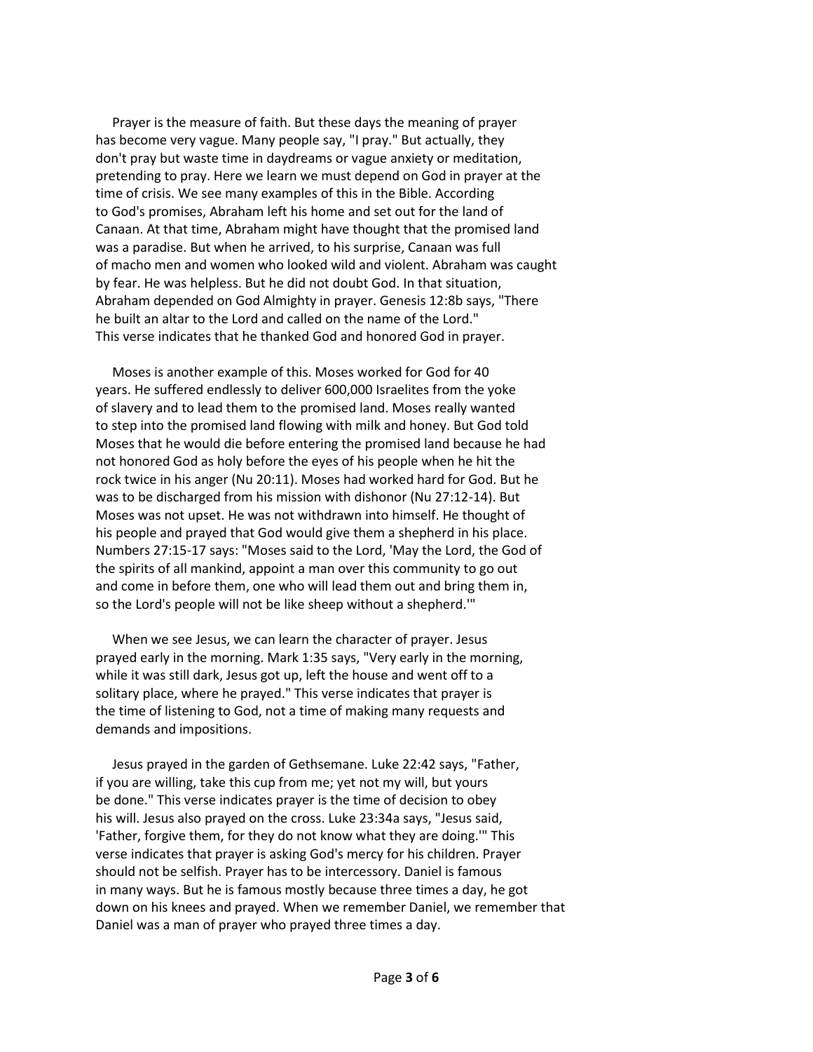Prayer is the measure of faith. But these days the meaning of prayer has become very vague. Many people say, "I pray." But actually, they don't pray but waste time in daydreams or vague anxiety or meditation, pretending to pray. Here we learn we must depend on God in prayer at the time of crisis. We see many examples of this in the Bible. According to God's promises, Abraham left his home and set out for the land of Canaan. At that time, Abraham might have thought that the promised land was a paradise. But when he arrived, to his surprise, Canaan was full of macho men and women who looked wild and violent. Abraham was caught by fear. He was helpless. But he did not doubt God. In that situation, Abraham depended on God Almighty in prayer. Genesis 12:8b says, "There he built an altar to the Lord and called on the name of the Lord." This verse indicates that he thanked God and honored God in prayer.

Moses is another example of this. Moses worked for God for 40 years. He suffered endlessly to deliver 600,000 Israelites from the yoke of slavery and to lead them to the promised land. Moses really wanted to step into the promised land flowing with milk and honey. But God told Moses that he would die before entering the promised land because he had not honored God as holy before the eyes of his people when he hit the rock twice in his anger (Nu 20:11). Moses had worked hard for God. But he was to be discharged from his mission with dishonor (Nu 27:12-14). But Moses was not upset. He was not withdrawn into himself. He thought of his people and prayed that God would give them a shepherd in his place. Numbers 27:15-17 says: "Moses said to the Lord, 'May the Lord, the God of the spirits of all mankind, appoint a man over this community to go out and come in before them, one who will lead them out and bring them in, so the Lord's people will not be like sheep without a shepherd.'"

When we see Jesus, we can learn the character of prayer. Jesus prayed early in the morning. Mark 1:35 says, "Very early in the morning, while it was still dark, Jesus got up, left the house and went off to a solitary place, where he prayed." This verse indicates that prayer is the time of listening to God, not a time of making many requests and demands and impositions.

Jesus prayed in the garden of Gethsemane. Luke 22:42 says, "Father, if you are willing, take this cup from me; yet not my will, but yours be done." This verse indicates prayer is the time of decision to obey his will. Jesus also prayed on the cross. Luke 23:34a says, "Jesus said, 'Father, forgive them, for they do not know what they are doing.'" This verse indicates that prayer is asking God's mercy for his children. Prayer should not be selfish. Prayer has to be intercessory. Daniel is famous in many ways. But he is famous mostly because three times a day, he got down on his knees and prayed. When we remember Daniel, we remember that Daniel was a man of prayer who prayed three times a day.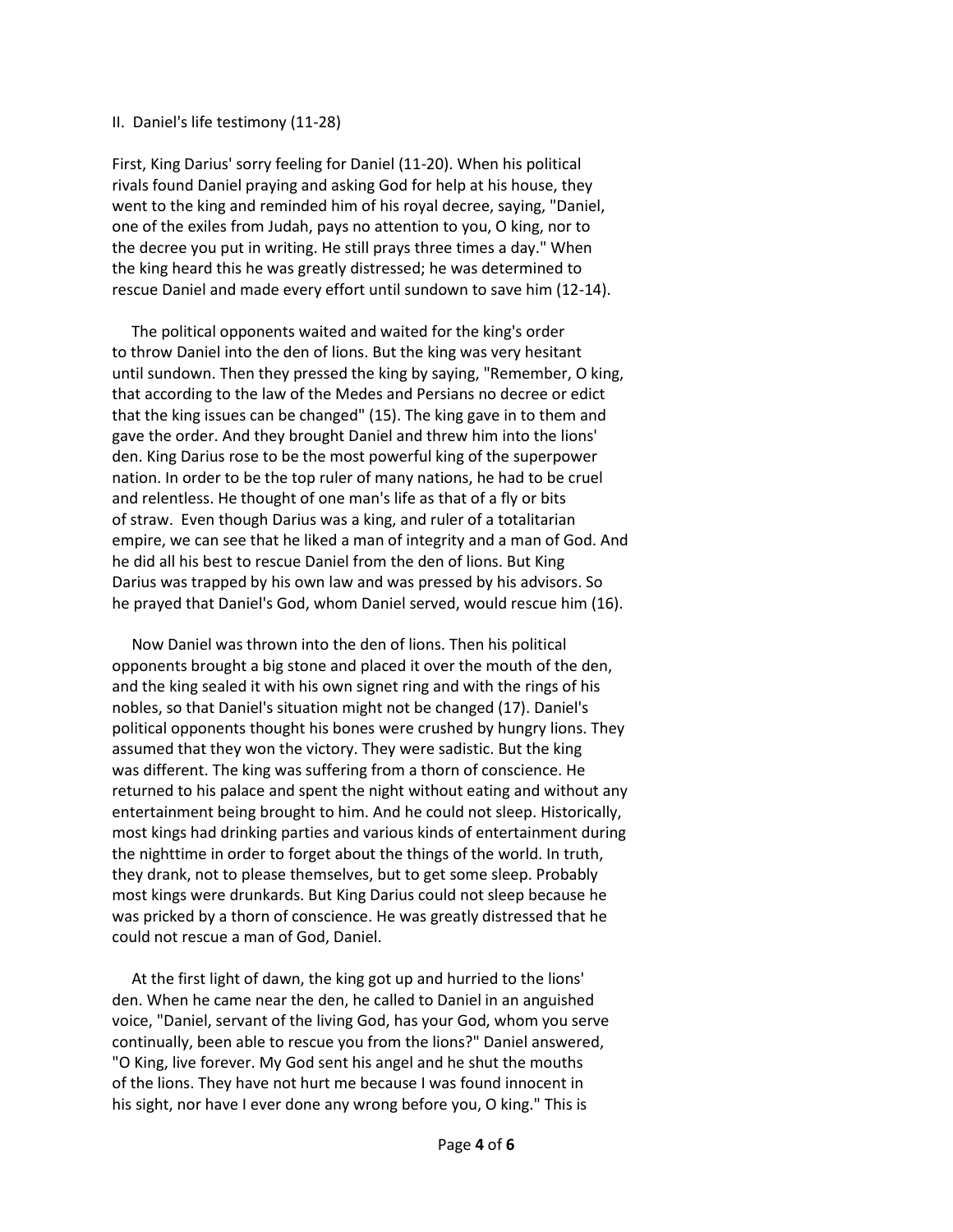## II. Daniel's life testimony (11-28)

First, King Darius' sorry feeling for Daniel (11-20). When his political rivals found Daniel praying and asking God for help at his house, they went to the king and reminded him of his royal decree, saying, "Daniel, one of the exiles from Judah, pays no attention to you, O king, nor to the decree you put in writing. He still prays three times a day." When the king heard this he was greatly distressed; he was determined to rescue Daniel and made every effort until sundown to save him (12-14).

The political opponents waited and waited for the king's order to throw Daniel into the den of lions. But the king was very hesitant until sundown. Then they pressed the king by saying, "Remember, O king, that according to the law of the Medes and Persians no decree or edict that the king issues can be changed" (15). The king gave in to them and gave the order. And they brought Daniel and threw him into the lions' den. King Darius rose to be the most powerful king of the superpower nation. In order to be the top ruler of many nations, he had to be cruel and relentless. He thought of one man's life as that of a fly or bits of straw. Even though Darius was a king, and ruler of a totalitarian empire, we can see that he liked a man of integrity and a man of God. And he did all his best to rescue Daniel from the den of lions. But King Darius was trapped by his own law and was pressed by his advisors. So he prayed that Daniel's God, whom Daniel served, would rescue him (16).

Now Daniel was thrown into the den of lions. Then his political opponents brought a big stone and placed it over the mouth of the den, and the king sealed it with his own signet ring and with the rings of his nobles, so that Daniel's situation might not be changed (17). Daniel's political opponents thought his bones were crushed by hungry lions. They assumed that they won the victory. They were sadistic. But the king was different. The king was suffering from a thorn of conscience. He returned to his palace and spent the night without eating and without any entertainment being brought to him. And he could not sleep. Historically, most kings had drinking parties and various kinds of entertainment during the nighttime in order to forget about the things of the world. In truth, they drank, not to please themselves, but to get some sleep. Probably most kings were drunkards. But King Darius could not sleep because he was pricked by a thorn of conscience. He was greatly distressed that he could not rescue a man of God, Daniel.

At the first light of dawn, the king got up and hurried to the lions' den. When he came near the den, he called to Daniel in an anguished voice, "Daniel, servant of the living God, has your God, whom you serve continually, been able to rescue you from the lions?" Daniel answered, "O King, live forever. My God sent his angel and he shut the mouths of the lions. They have not hurt me because I was found innocent in his sight, nor have I ever done any wrong before you, O king." This is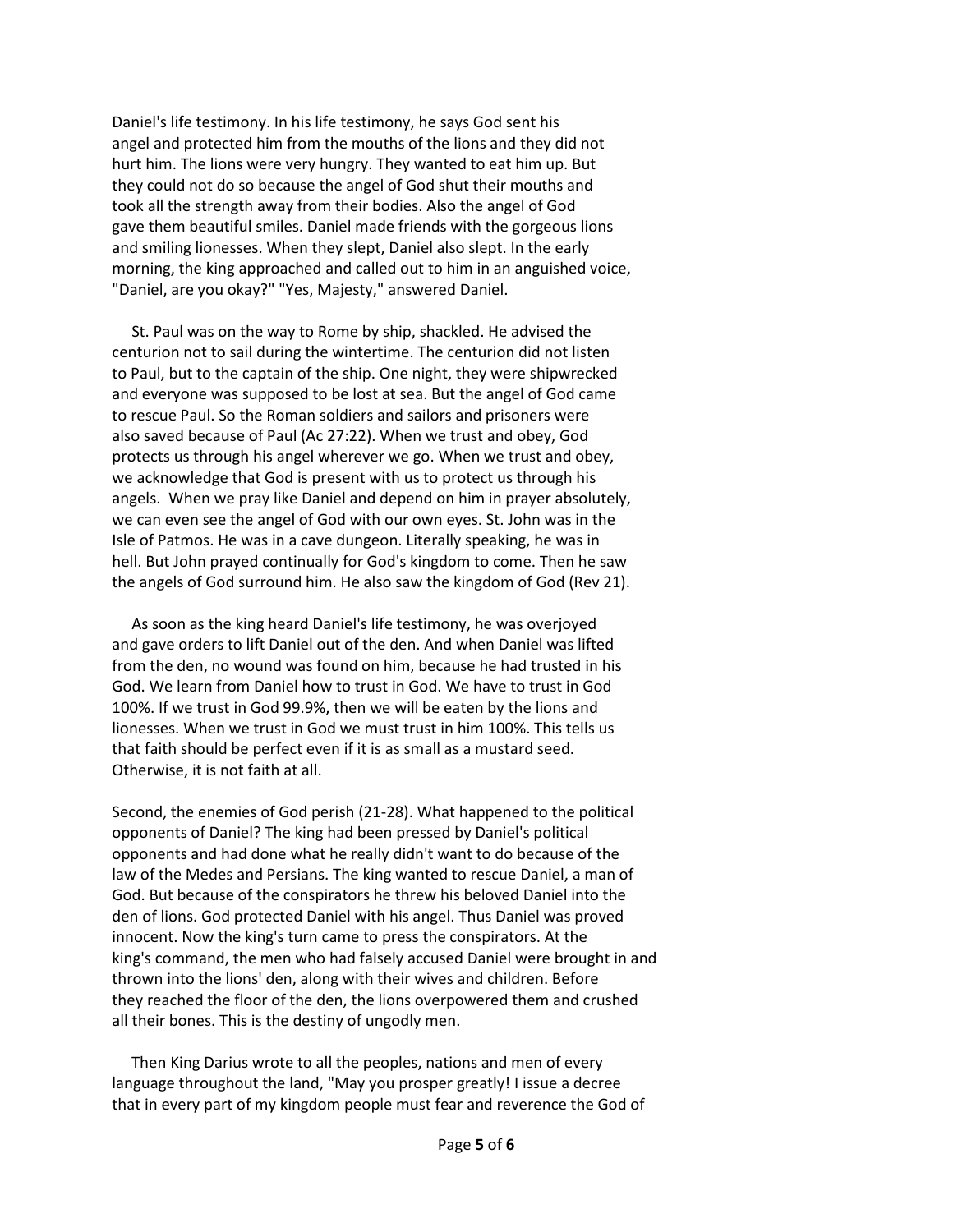Daniel's life testimony. In his life testimony, he says God sent his angel and protected him from the mouths of the lions and they did not hurt him. The lions were very hungry. They wanted to eat him up. But they could not do so because the angel of God shut their mouths and took all the strength away from their bodies. Also the angel of God gave them beautiful smiles. Daniel made friends with the gorgeous lions and smiling lionesses. When they slept, Daniel also slept. In the early morning, the king approached and called out to him in an anguished voice, "Daniel, are you okay?" "Yes, Majesty," answered Daniel.

St. Paul was on the way to Rome by ship, shackled. He advised the centurion not to sail during the wintertime. The centurion did not listen to Paul, but to the captain of the ship. One night, they were shipwrecked and everyone was supposed to be lost at sea. But the angel of God came to rescue Paul. So the Roman soldiers and sailors and prisoners were also saved because of Paul (Ac 27:22). When we trust and obey, God protects us through his angel wherever we go. When we trust and obey, we acknowledge that God is present with us to protect us through his angels. When we pray like Daniel and depend on him in prayer absolutely, we can even see the angel of God with our own eyes. St. John was in the Isle of Patmos. He was in a cave dungeon. Literally speaking, he was in hell. But John prayed continually for God's kingdom to come. Then he saw the angels of God surround him. He also saw the kingdom of God (Rev 21).

As soon as the king heard Daniel's life testimony, he was overjoyed and gave orders to lift Daniel out of the den. And when Daniel was lifted from the den, no wound was found on him, because he had trusted in his God. We learn from Daniel how to trust in God. We have to trust in God 100%. If we trust in God 99.9%, then we will be eaten by the lions and lionesses. When we trust in God we must trust in him 100%. This tells us that faith should be perfect even if it is as small as a mustard seed. Otherwise, it is not faith at all.

Second, the enemies of God perish (21-28). What happened to the political opponents of Daniel? The king had been pressed by Daniel's political opponents and had done what he really didn't want to do because of the law of the Medes and Persians. The king wanted to rescue Daniel, a man of God. But because of the conspirators he threw his beloved Daniel into the den of lions. God protected Daniel with his angel. Thus Daniel was proved innocent. Now the king's turn came to press the conspirators. At the king's command, the men who had falsely accused Daniel were brought in and thrown into the lions' den, along with their wives and children. Before they reached the floor of the den, the lions overpowered them and crushed all their bones. This is the destiny of ungodly men.

Then King Darius wrote to all the peoples, nations and men of every language throughout the land, "May you prosper greatly! I issue a decree that in every part of my kingdom people must fear and reverence the God of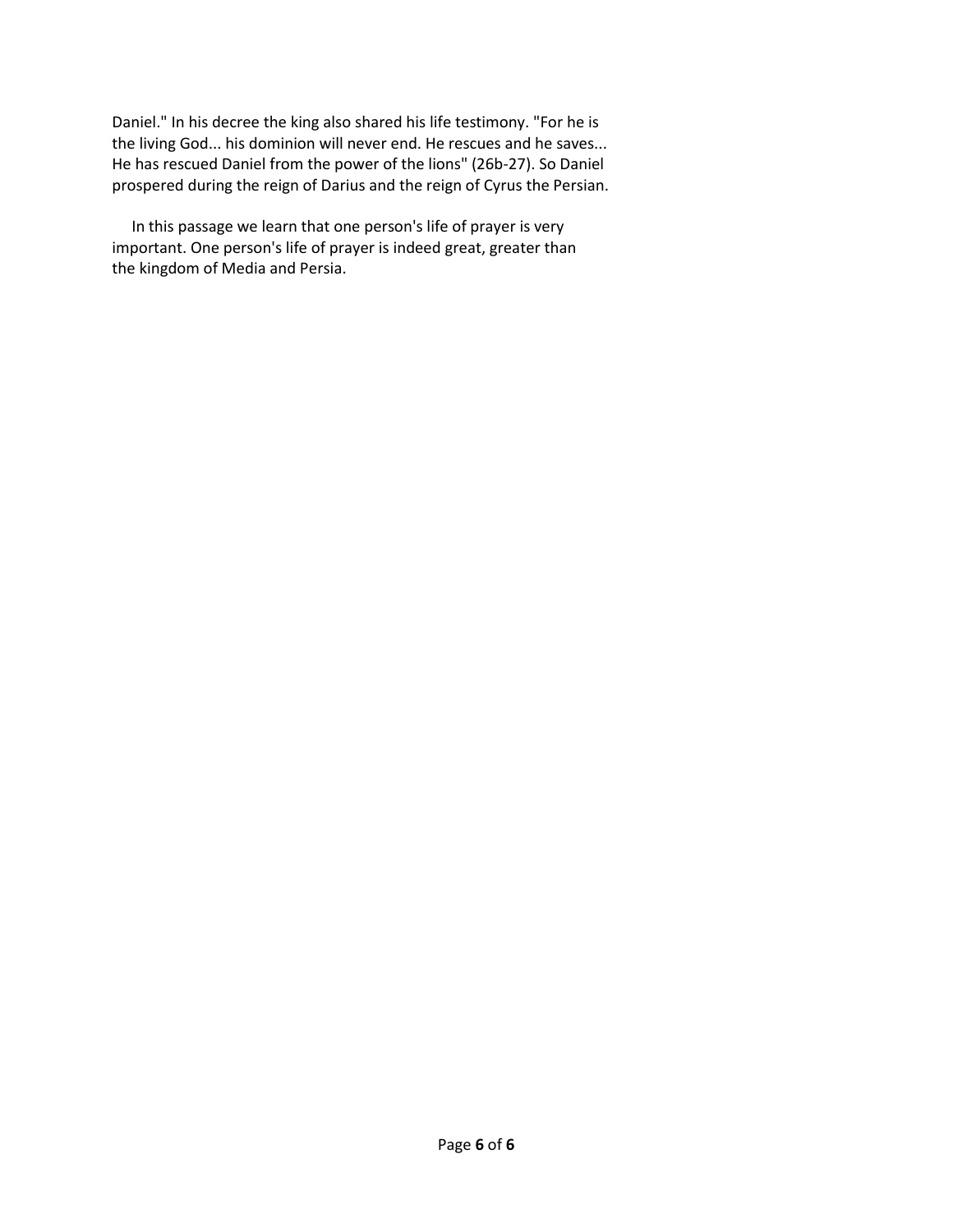Daniel." In his decree the king also shared his life testimony. "For he is the living God... his dominion will never end. He rescues and he saves... He has rescued Daniel from the power of the lions" (26b-27). So Daniel prospered during the reign of Darius and the reign of Cyrus the Persian.

In this passage we learn that one person's life of prayer is very important. One person's life of prayer is indeed great, greater than the kingdom of Media and Persia.